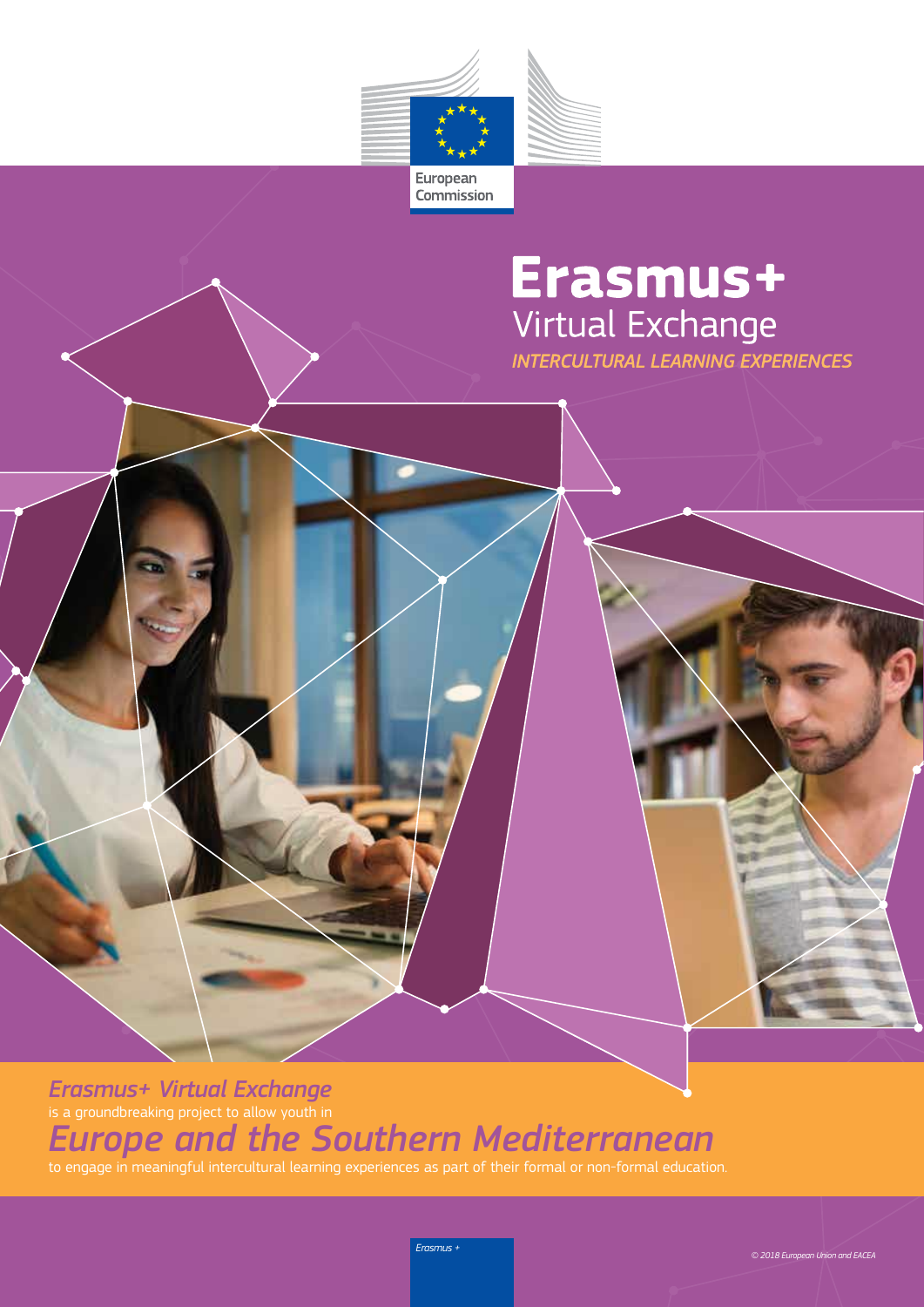European Commission

# Erasmus+

## Virtual Exchange

*INTERCULTURAL LEARNING EXPERIENCES*

***Erasmus+ Virtual Exchange***
is a groundbreaking project to allow youth in
***Europe and the Southern Mediterranean***
to engage in meaningful intercultural learning experiences as part of their formal or non-formal education.

*Erasmus +*

*© 2018 European Union and EACEA*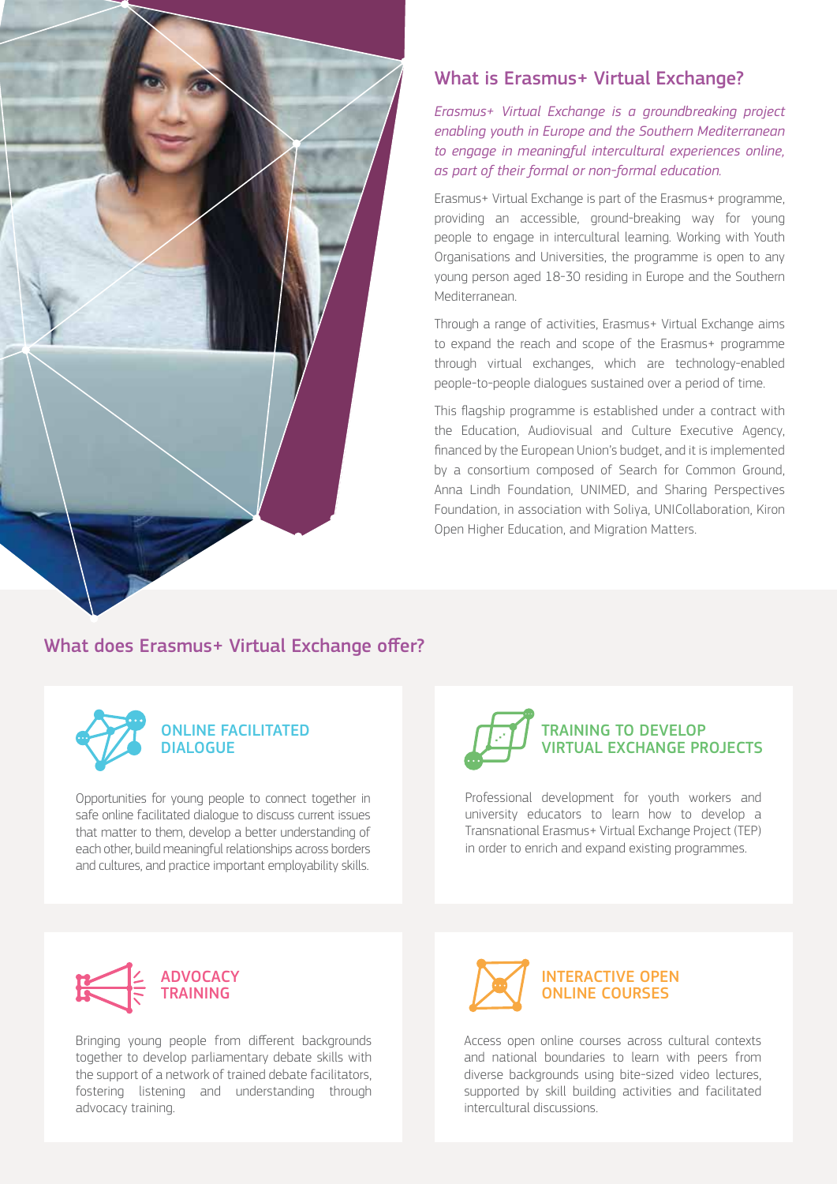## What is Erasmus+ Virtual Exchange?

*Erasmus+ Virtual Exchange is a groundbreaking project enabling youth in Europe and the Southern Mediterranean to engage in meaningful intercultural experiences online, as part of their formal or non-formal education.*

Erasmus+ Virtual Exchange is part of the Erasmus+ programme, providing an accessible, ground-breaking way for young people to engage in intercultural learning. Working with Youth Organisations and Universities, the programme is open to any young person aged 18-30 residing in Europe and the Southern Mediterranean.

Through a range of activities, Erasmus+ Virtual Exchange aims to expand the reach and scope of the Erasmus+ programme through virtual exchanges, which are technology-enabled people-to-people dialogues sustained over a period of time.

This flagship programme is established under a contract with the Education, Audiovisual and Culture Executive Agency, financed by the European Union's budget, and it is implemented by a consortium composed of Search for Common Ground, Anna Lindh Foundation, UNIMED, and Sharing Perspectives Foundation, in association with Soliya, UNICollaboration, Kiron Open Higher Education, and Migration Matters.

## What does Erasmus+ Virtual Exchange offer?

### ONLINE FACILITATED DIALOGUE

Opportunities for young people to connect together in safe online facilitated dialogue to discuss current issues that matter to them, develop a better understanding of each other, build meaningful relationships across borders and cultures, and practice important employability skills.

### TRAINING TO DEVELOP VIRTUAL EXCHANGE PROJECTS

Professional development for youth workers and university educators to learn how to develop a Transnational Erasmus+ Virtual Exchange Project (TEP) in order to enrich and expand existing programmes.

### ADVOCACY TRAINING

Bringing young people from different backgrounds together to develop parliamentary debate skills with the support of a network of trained debate facilitators, fostering listening and understanding through advocacy training.

### INTERACTIVE OPEN ONLINE COURSES

Access open online courses across cultural contexts and national boundaries to learn with peers from diverse backgrounds using bite-sized video lectures, supported by skill building activities and facilitated intercultural discussions.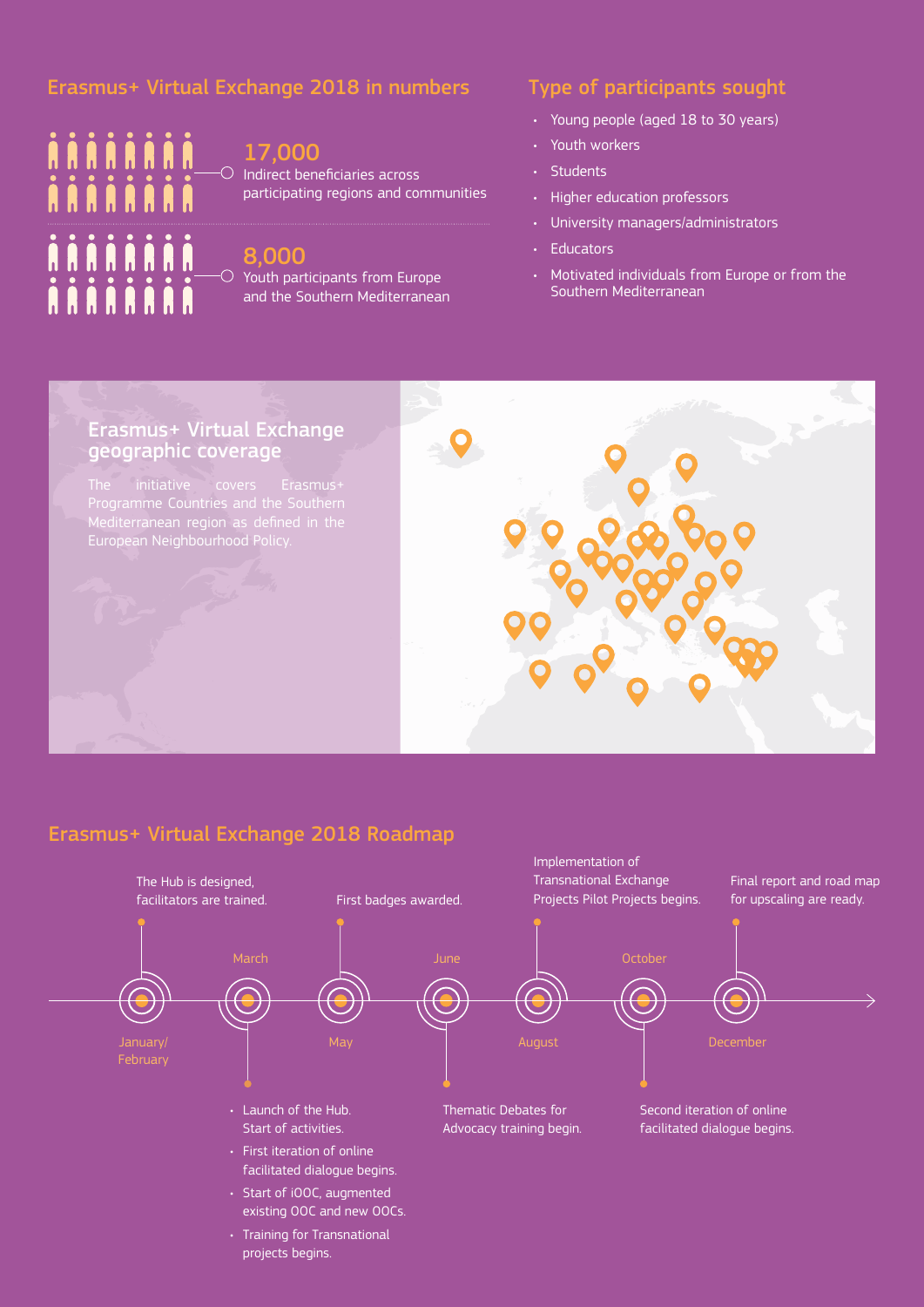## Erasmus+ Virtual Exchange 2018 in numbers

**17,000**
Indirect beneficiaries across participating regions and communities

**8,000**
Youth participants from Europe and the Southern Mediterranean

## Type of participants sought

- Young people (aged 18 to 30 years)
- Youth workers
- Students
- Higher education professors
- University managers/administrators
- Educators
- Motivated individuals from Europe or from the Southern Mediterranean

## Erasmus+ Virtual Exchange geographic coverage

The initiative covers Erasmus+ Programme Countries and the Southern Mediterranean region as defined in the European Neighbourhood Policy.

## Erasmus+ Virtual Exchange 2018 Roadmap

**January/February**
The Hub is designed, facilitators are trained.

**March**
- Launch of the Hub. Start of activities.
- First iteration of online facilitated dialogue begins.
- Start of iOOC, augmented existing OOC and new OOCs.
- Training for Transnational projects begins.

**May**
First badges awarded.

**June**
Thematic Debates for Advocacy training begin.

**August**
Implementation of Transnational Exchange Projects Pilot Projects begins.

**October**
Second iteration of online facilitated dialogue begins.

**December**
Final report and road map for upscaling are ready.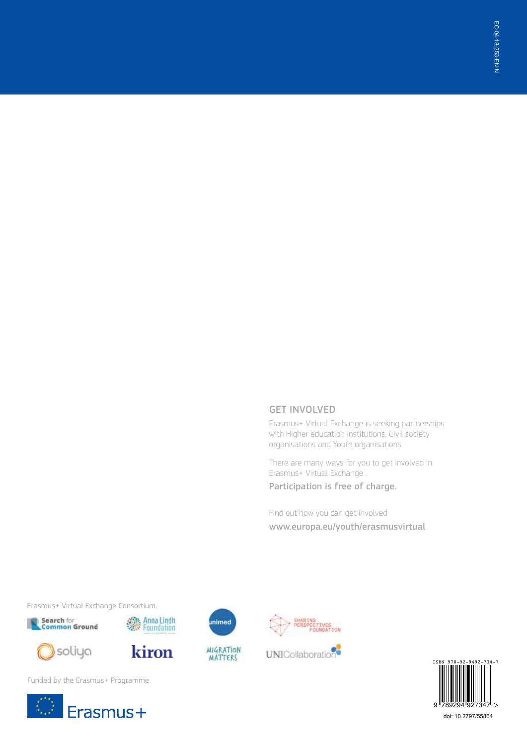EC-04-18-253-EN-N

## GET INVOLVED

Erasmus+ Virtual Exchange is seeking partnerships with Higher education institutions, Civil society organisations and Youth organisations

There are many ways for you to get involved in Erasmus+ Virtual Exchange .

**Participation is free of charge.**

Find out how you can get involved

**www.europa.eu/youth/erasmusvirtual**

Erasmus+ Virtual Exchange Consortium:

Search for Common Ground

Anna Lindh Foundation

unimed

Sharing Perspectives Foundation

soliya

kiron

Migration Matters

UNICollaboration

Funded by the Erasmus+ Programme

Erasmus+

ISBN 978-92-9492-734-7

doi: 10.2797/55864